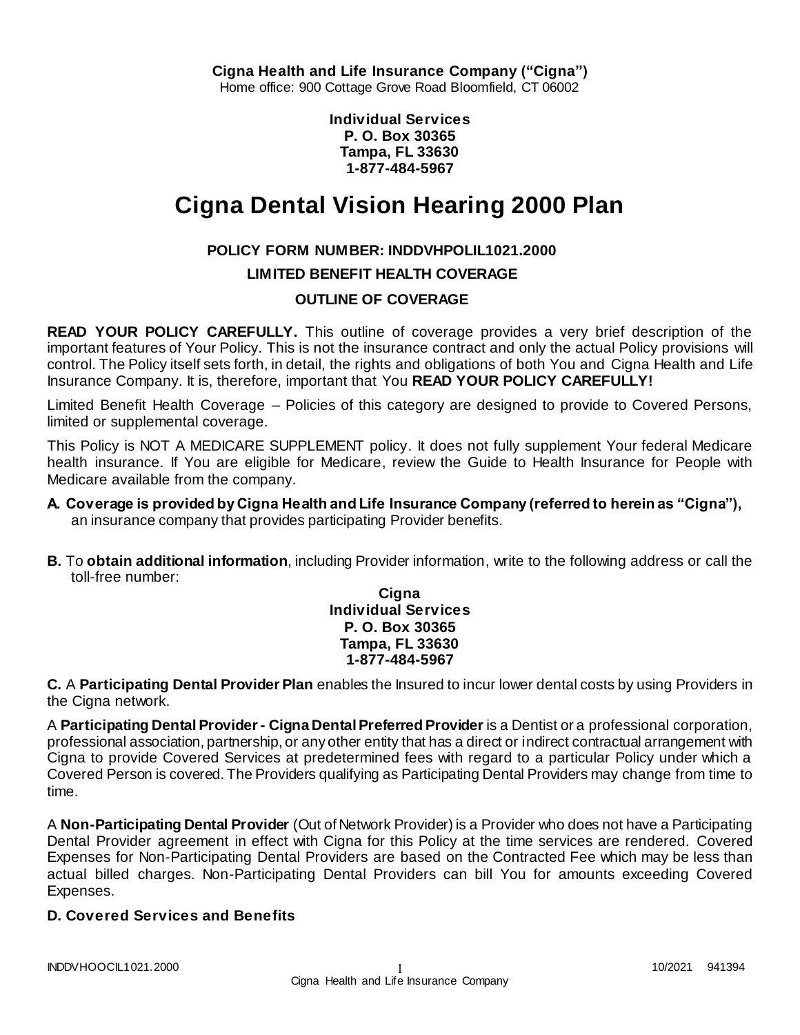**Cigna Health and Life Insurance Company ("Cigna")**
Home office: 900 Cottage Grove Road Bloomfield, CT 06002

**Individual Services**
**P. O. Box 30365**
**Tampa, FL 33630**
**1-877-484-5967**

# Cigna Dental Vision Hearing 2000 Plan

**POLICY FORM NUMBER: INDDVHPOLIL1021.2000**

**LIMITED BENEFIT HEALTH COVERAGE**

**OUTLINE OF COVERAGE**

**READ YOUR POLICY CAREFULLY.** This outline of coverage provides a very brief description of the important features of Your Policy. This is not the insurance contract and only the actual Policy provisions will control. The Policy itself sets forth, in detail, the rights and obligations of both You and Cigna Health and Life Insurance Company. It is, therefore, important that You **READ YOUR POLICY CAREFULLY!**

Limited Benefit Health Coverage – Policies of this category are designed to provide to Covered Persons, limited or supplemental coverage.

This Policy is NOT A MEDICARE SUPPLEMENT policy. It does not fully supplement Your federal Medicare health insurance. If You are eligible for Medicare, review the Guide to Health Insurance for People with Medicare available from the company.

**A. Coverage is provided by Cigna Health and Life Insurance Company (referred to herein as "Cigna"),** an insurance company that provides participating Provider benefits.

**B.** To **obtain additional information**, including Provider information, write to the following address or call the toll-free number:

**Cigna**
**Individual Services**
**P. O. Box 30365**
**Tampa, FL 33630**
**1-877-484-5967**

**C.** A **Participating Dental Provider Plan** enables the Insured to incur lower dental costs by using Providers in the Cigna network.

A **Participating Dental Provider - Cigna Dental Preferred Provider** is a Dentist or a professional corporation, professional association, partnership, or any other entity that has a direct or indirect contractual arrangement with Cigna to provide Covered Services at predetermined fees with regard to a particular Policy under which a Covered Person is covered. The Providers qualifying as Participating Dental Providers may change from time to time.

A **Non-Participating Dental Provider** (Out of Network Provider) is a Provider who does not have a Participating Dental Provider agreement in effect with Cigna for this Policy at the time services are rendered. Covered Expenses for Non-Participating Dental Providers are based on the Contracted Fee which may be less than actual billed charges. Non-Participating Dental Providers can bill You for amounts exceeding Covered Expenses.

**D. Covered Services and Benefits**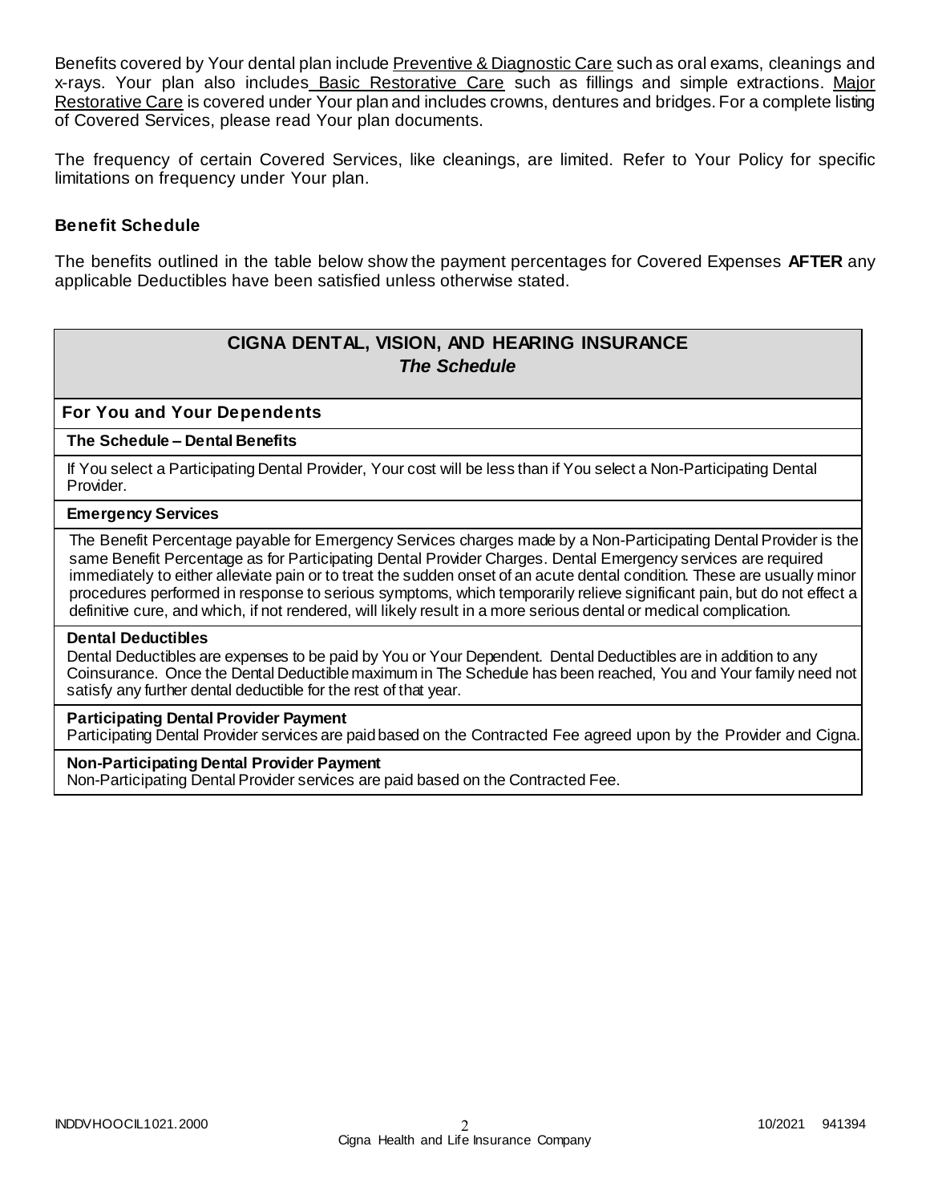Benefits covered by Your dental plan include Preventive & Diagnostic Care such as oral exams, cleanings and x-rays. Your plan also includes Basic Restorative Care such as fillings and simple extractions. Major Restorative Care is covered under Your plan and includes crowns, dentures and bridges. For a complete listing of Covered Services, please read Your plan documents.

The frequency of certain Covered Services, like cleanings, are limited. Refer to Your Policy for specific limitations on frequency under Your plan.

### Benefit Schedule

The benefits outlined in the table below show the payment percentages for Covered Expenses **AFTER** any applicable Deductibles have been satisfied unless otherwise stated.

| **CIGNA DENTAL, VISION, AND HEARING INSURANCE** *The Schedule* |
|---|
| **For You and Your Dependents** |
| **The Schedule – Dental Benefits** |
| If You select a Participating Dental Provider, Your cost will be less than if You select a Non-Participating Dental Provider. |
| **Emergency Services** |
| The Benefit Percentage payable for Emergency Services charges made by a Non-Participating Dental Provider is the same Benefit Percentage as for Participating Dental Provider Charges. Dental Emergency services are required immediately to either alleviate pain or to treat the sudden onset of an acute dental condition. These are usually minor procedures performed in response to serious symptoms, which temporarily relieve significant pain, but do not effect a definitive cure, and which, if not rendered, will likely result in a more serious dental or medical complication. |
| **Dental Deductibles**<br>Dental Deductibles are expenses to be paid by You or Your Dependent. Dental Deductibles are in addition to any Coinsurance. Once the Dental Deductible maximum in The Schedule has been reached, You and Your family need not satisfy any further dental deductible for the rest of that year. |
| **Participating Dental Provider Payment**<br>Participating Dental Provider services are paid based on the Contracted Fee agreed upon by the Provider and Cigna. |
| **Non-Participating Dental Provider Payment**<br>Non-Participating Dental Provider services are paid based on the Contracted Fee. |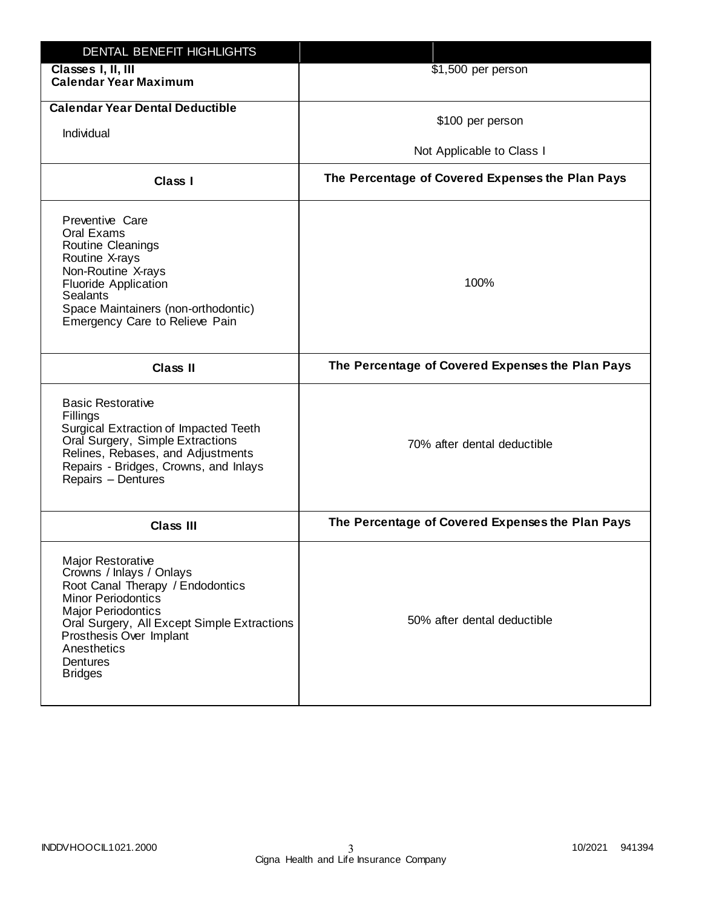| DENTAL BENEFIT HIGHLIGHTS | |
|---|---|
| **Classes I, II, III**<br>**Calendar Year Maximum** | $1,500 per person |
| **Calendar Year Dental Deductible**<br><br>Individual | $100 per person<br><br>Not Applicable to Class I |
| **Class I** | **The Percentage of Covered Expenses the Plan Pays** |
| Preventive Care<br>Oral Exams<br>Routine Cleanings<br>Routine X-rays<br>Non-Routine X-rays<br>Fluoride Application<br>Sealants<br>Space Maintainers (non-orthodontic)<br>Emergency Care to Relieve Pain | 100% |
| **Class II** | **The Percentage of Covered Expenses the Plan Pays** |
| Basic Restorative<br>Fillings<br>Surgical Extraction of Impacted Teeth<br>Oral Surgery, Simple Extractions<br>Relines, Rebases, and Adjustments<br>Repairs - Bridges, Crowns, and Inlays<br>Repairs – Dentures | 70% after dental deductible |
| **Class III** | **The Percentage of Covered Expenses the Plan Pays** |
| Major Restorative<br>Crowns / Inlays / Onlays<br>Root Canal Therapy / Endodontics<br>Minor Periodontics<br>Major Periodontics<br>Oral Surgery, All Except Simple Extractions<br>Prosthesis Over Implant<br>Anesthetics<br>Dentures<br>Bridges | 50% after dental deductible |

INDDVHOOCIL1021.2000 10/2021 941394

Cigna Health and Life Insurance Company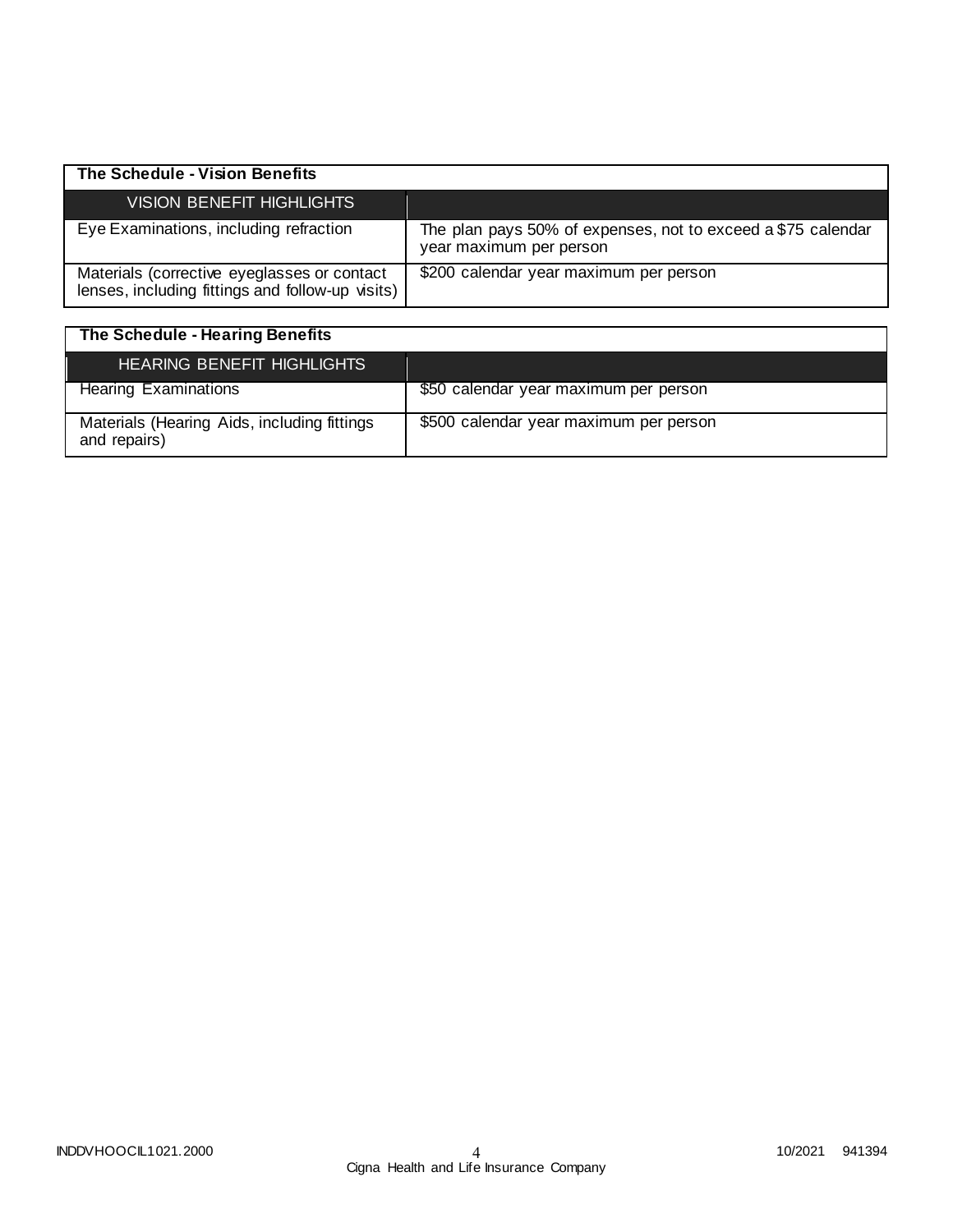| The Schedule - Vision Benefits | |
|---|---|
| VISION BENEFIT HIGHLIGHTS | |
| Eye Examinations, including refraction | The plan pays 50% of expenses, not to exceed a $75 calendar year maximum per person |
| Materials (corrective eyeglasses or contact lenses, including fittings and follow-up visits) | $200 calendar year maximum per person |

| The Schedule - Hearing Benefits | |
|---|---|
| HEARING BENEFIT HIGHLIGHTS | |
| Hearing Examinations | $50 calendar year maximum per person |
| Materials (Hearing Aids, including fittings and repairs) | $500 calendar year maximum per person |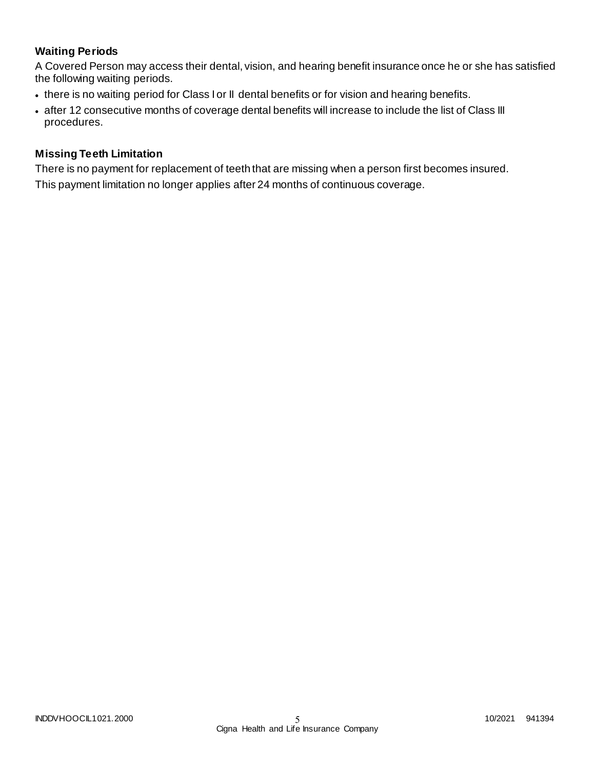### Waiting Periods

A Covered Person may access their dental, vision, and hearing benefit insurance once he or she has satisfied the following waiting periods.

- there is no waiting period for Class I or II dental benefits or for vision and hearing benefits.
- after 12 consecutive months of coverage dental benefits will increase to include the list of Class III procedures.

### Missing Teeth Limitation

There is no payment for replacement of teeth that are missing when a person first becomes insured.

This payment limitation no longer applies after 24 months of continuous coverage.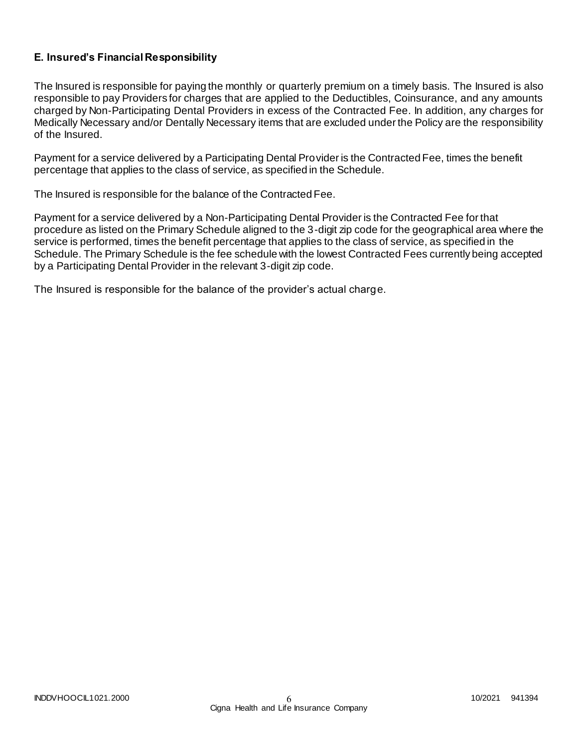### E. Insured's Financial Responsibility

The Insured is responsible for paying the monthly or quarterly premium on a timely basis. The Insured is also responsible to pay Providers for charges that are applied to the Deductibles, Coinsurance, and any amounts charged by Non-Participating Dental Providers in excess of the Contracted Fee. In addition, any charges for Medically Necessary and/or Dentally Necessary items that are excluded under the Policy are the responsibility of the Insured.

Payment for a service delivered by a Participating Dental Provider is the Contracted Fee, times the benefit percentage that applies to the class of service, as specified in the Schedule.

The Insured is responsible for the balance of the Contracted Fee.

Payment for a service delivered by a Non-Participating Dental Provider is the Contracted Fee for that procedure as listed on the Primary Schedule aligned to the 3-digit zip code for the geographical area where the service is performed, times the benefit percentage that applies to the class of service, as specified in the Schedule. The Primary Schedule is the fee schedule with the lowest Contracted Fees currently being accepted by a Participating Dental Provider in the relevant 3-digit zip code.

The Insured is responsible for the balance of the provider's actual charge.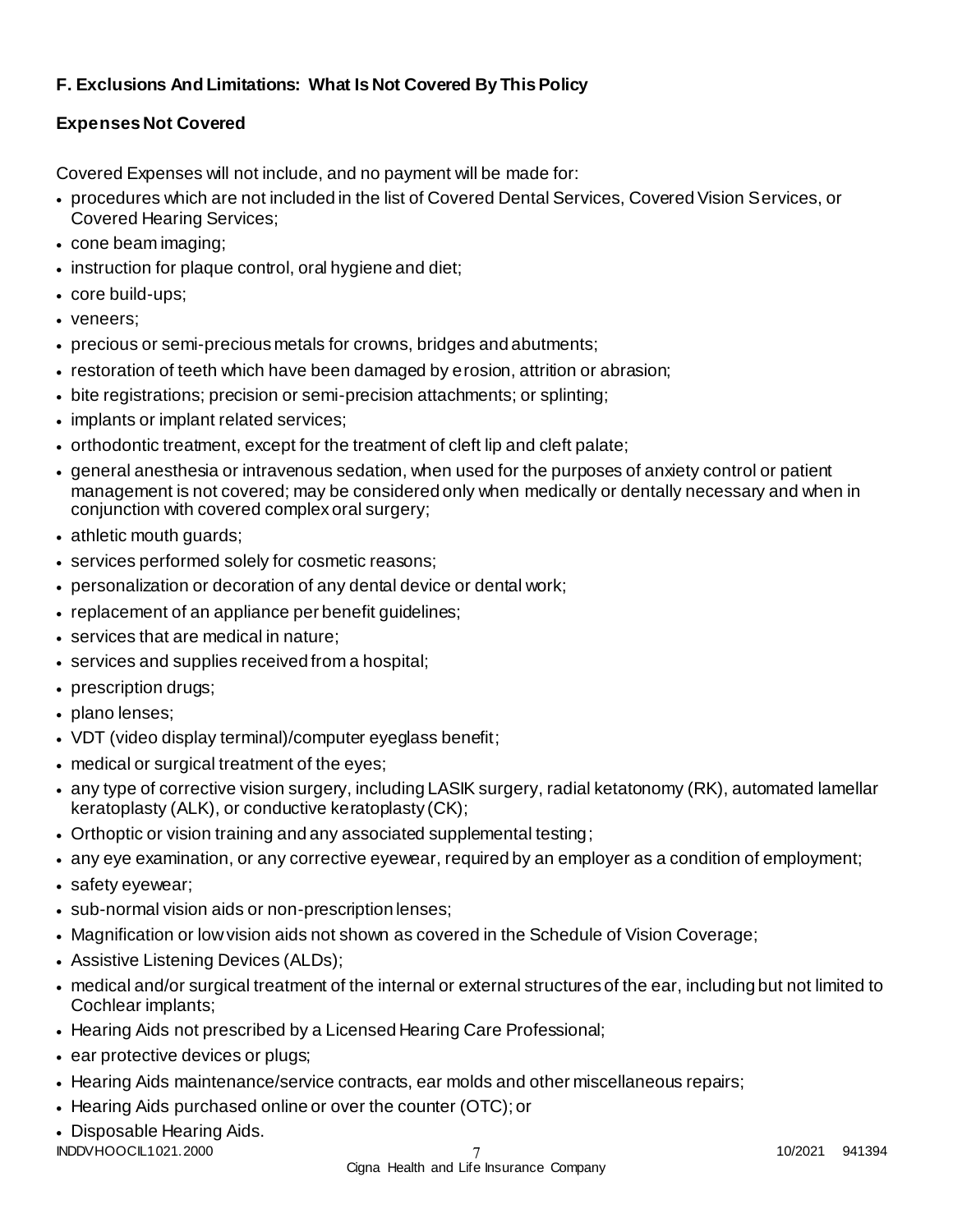### F. Exclusions And Limitations: What Is Not Covered By This Policy

#### Expenses Not Covered

Covered Expenses will not include, and no payment will be made for:

- procedures which are not included in the list of Covered Dental Services, Covered Vision Services, or Covered Hearing Services;
- cone beam imaging;
- instruction for plaque control, oral hygiene and diet;
- core build-ups;
- veneers;
- precious or semi-precious metals for crowns, bridges and abutments;
- restoration of teeth which have been damaged by erosion, attrition or abrasion;
- bite registrations; precision or semi-precision attachments; or splinting;
- implants or implant related services;
- orthodontic treatment, except for the treatment of cleft lip and cleft palate;
- general anesthesia or intravenous sedation, when used for the purposes of anxiety control or patient management is not covered; may be considered only when medically or dentally necessary and when in conjunction with covered complex oral surgery;
- athletic mouth guards;
- services performed solely for cosmetic reasons;
- personalization or decoration of any dental device or dental work;
- replacement of an appliance per benefit guidelines;
- services that are medical in nature;
- services and supplies received from a hospital;
- prescription drugs;
- plano lenses;
- VDT (video display terminal)/computer eyeglass benefit;
- medical or surgical treatment of the eyes;
- any type of corrective vision surgery, including LASIK surgery, radial ketatonomy (RK), automated lamellar keratoplasty (ALK), or conductive keratoplasty (CK);
- Orthoptic or vision training and any associated supplemental testing;
- any eye examination, or any corrective eyewear, required by an employer as a condition of employment;
- safety eyewear;
- sub-normal vision aids or non-prescription lenses;
- Magnification or low vision aids not shown as covered in the Schedule of Vision Coverage;
- Assistive Listening Devices (ALDs);
- medical and/or surgical treatment of the internal or external structures of the ear, including but not limited to Cochlear implants;
- Hearing Aids not prescribed by a Licensed Hearing Care Professional;
- ear protective devices or plugs;
- Hearing Aids maintenance/service contracts, ear molds and other miscellaneous repairs;
- Hearing Aids purchased online or over the counter (OTC); or
- Disposable Hearing Aids.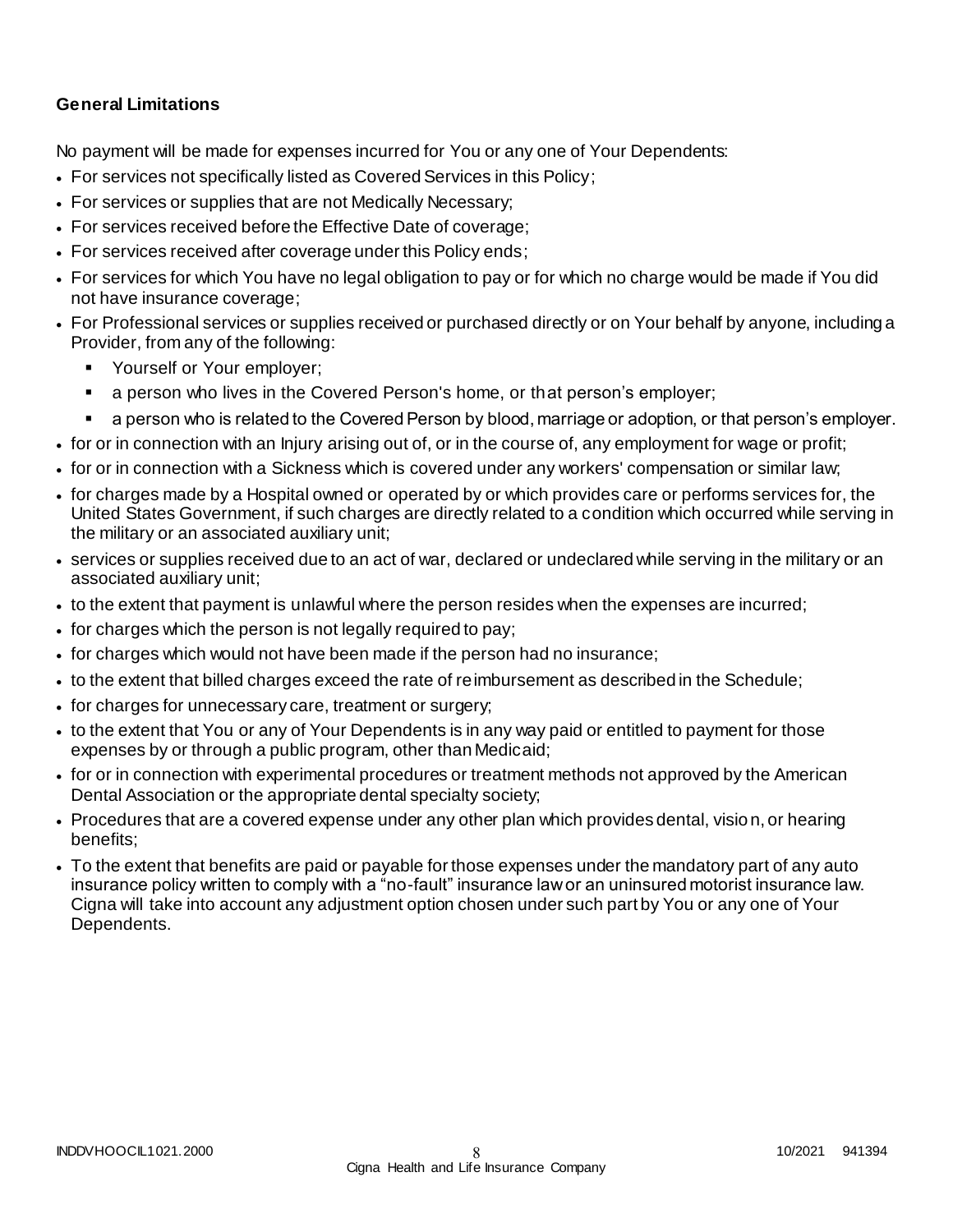**General Limitations**

No payment will be made for expenses incurred for You or any one of Your Dependents:

- For services not specifically listed as Covered Services in this Policy;
- For services or supplies that are not Medically Necessary;
- For services received before the Effective Date of coverage;
- For services received after coverage under this Policy ends;
- For services for which You have no legal obligation to pay or for which no charge would be made if You did not have insurance coverage;
- For Professional services or supplies received or purchased directly or on Your behalf by anyone, including a Provider, from any of the following:
  - Yourself or Your employer;
  - a person who lives in the Covered Person's home, or that person's employer;
  - a person who is related to the Covered Person by blood, marriage or adoption, or that person's employer.
- for or in connection with an Injury arising out of, or in the course of, any employment for wage or profit;
- for or in connection with a Sickness which is covered under any workers' compensation or similar law;
- for charges made by a Hospital owned or operated by or which provides care or performs services for, the United States Government, if such charges are directly related to a condition which occurred while serving in the military or an associated auxiliary unit;
- services or supplies received due to an act of war, declared or undeclared while serving in the military or an associated auxiliary unit;
- to the extent that payment is unlawful where the person resides when the expenses are incurred;
- for charges which the person is not legally required to pay;
- for charges which would not have been made if the person had no insurance;
- to the extent that billed charges exceed the rate of reimbursement as described in the Schedule;
- for charges for unnecessary care, treatment or surgery;
- to the extent that You or any of Your Dependents is in any way paid or entitled to payment for those expenses by or through a public program, other than Medicaid;
- for or in connection with experimental procedures or treatment methods not approved by the American Dental Association or the appropriate dental specialty society;
- Procedures that are a covered expense under any other plan which provides dental, vision, or hearing benefits;
- To the extent that benefits are paid or payable for those expenses under the mandatory part of any auto insurance policy written to comply with a "no-fault" insurance law or an uninsured motorist insurance law. Cigna will take into account any adjustment option chosen under such part by You or any one of Your Dependents.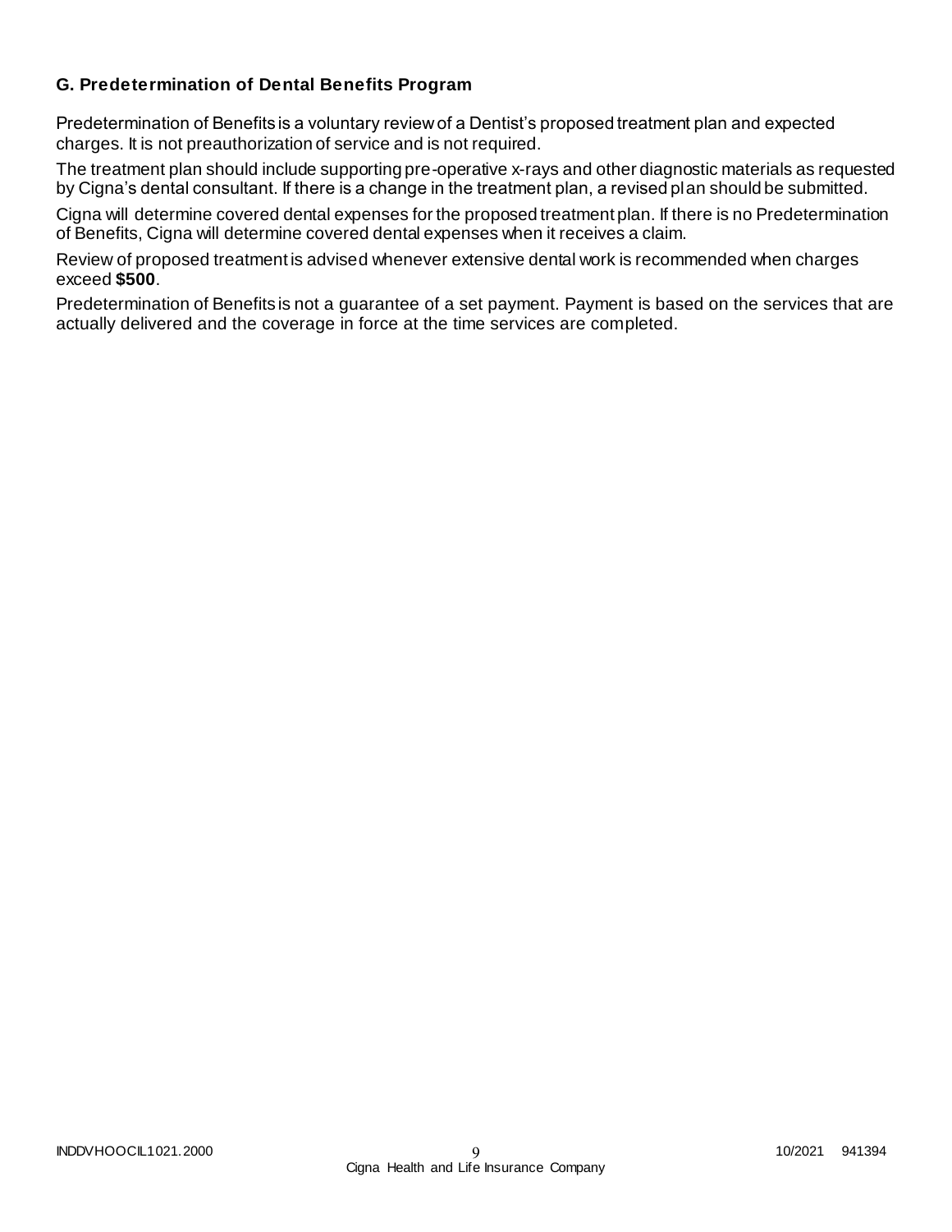### G. Predetermination of Dental Benefits Program

Predetermination of Benefits is a voluntary review of a Dentist's proposed treatment plan and expected charges. It is not preauthorization of service and is not required.

The treatment plan should include supporting pre-operative x-rays and other diagnostic materials as requested by Cigna's dental consultant. If there is a change in the treatment plan, a revised plan should be submitted.

Cigna will determine covered dental expenses for the proposed treatment plan. If there is no Predetermination of Benefits, Cigna will determine covered dental expenses when it receives a claim.

Review of proposed treatment is advised whenever extensive dental work is recommended when charges exceed **$500**.

Predetermination of Benefits is not a guarantee of a set payment. Payment is based on the services that are actually delivered and the coverage in force at the time services are completed.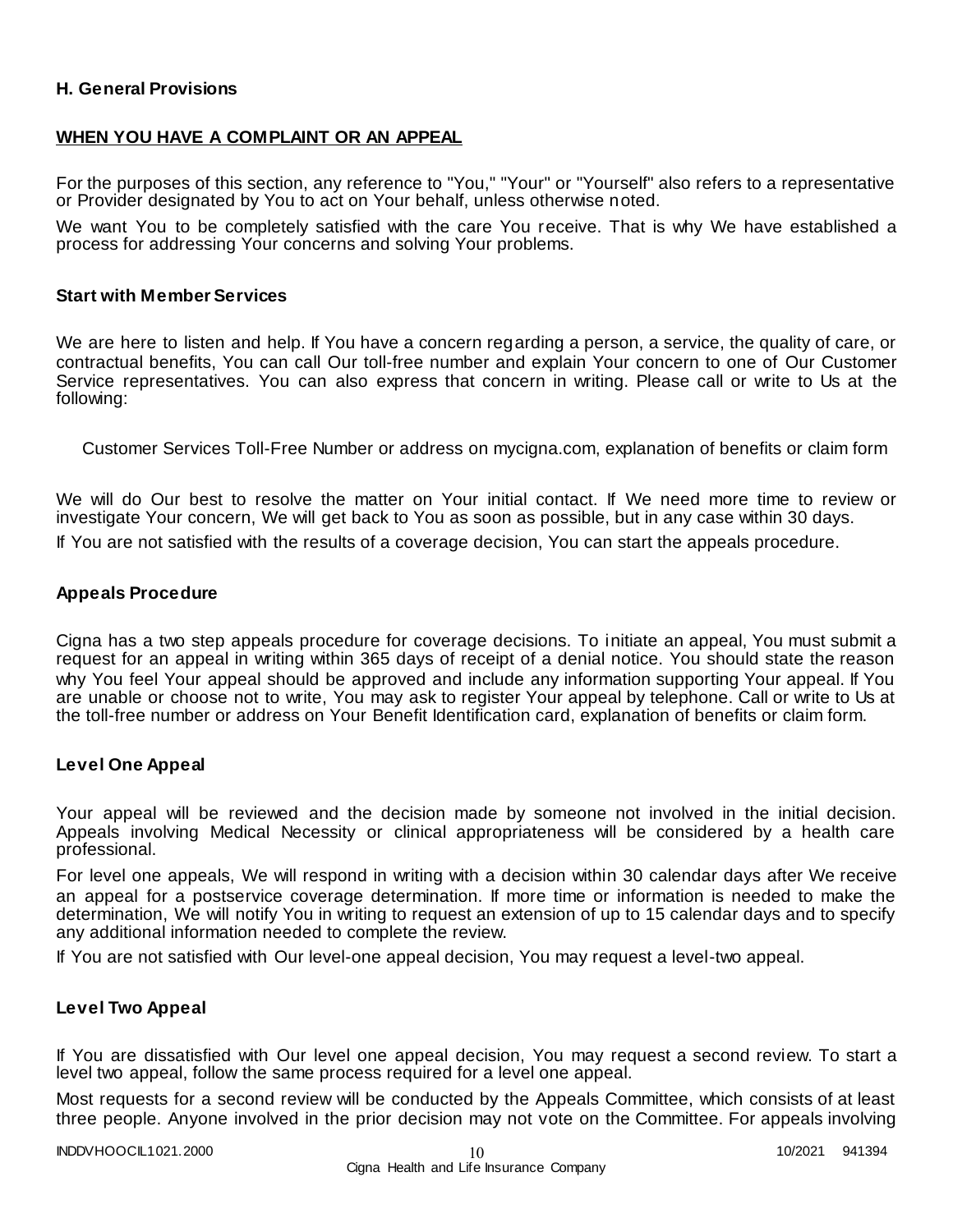## H. General Provisions

### WHEN YOU HAVE A COMPLAINT OR AN APPEAL

For the purposes of this section, any reference to "You," "Your" or "Yourself" also refers to a representative or Provider designated by You to act on Your behalf, unless otherwise noted.

We want You to be completely satisfied with the care You receive. That is why We have established a process for addressing Your concerns and solving Your problems.

### Start with Member Services

We are here to listen and help. If You have a concern regarding a person, a service, the quality of care, or contractual benefits, You can call Our toll-free number and explain Your concern to one of Our Customer Service representatives. You can also express that concern in writing. Please call or write to Us at the following:

Customer Services Toll-Free Number or address on mycigna.com, explanation of benefits or claim form

We will do Our best to resolve the matter on Your initial contact. If We need more time to review or investigate Your concern, We will get back to You as soon as possible, but in any case within 30 days.

If You are not satisfied with the results of a coverage decision, You can start the appeals procedure.

### Appeals Procedure

Cigna has a two step appeals procedure for coverage decisions. To initiate an appeal, You must submit a request for an appeal in writing within 365 days of receipt of a denial notice. You should state the reason why You feel Your appeal should be approved and include any information supporting Your appeal. If You are unable or choose not to write, You may ask to register Your appeal by telephone. Call or write to Us at the toll-free number or address on Your Benefit Identification card, explanation of benefits or claim form.

### Level One Appeal

Your appeal will be reviewed and the decision made by someone not involved in the initial decision. Appeals involving Medical Necessity or clinical appropriateness will be considered by a health care professional.

For level one appeals, We will respond in writing with a decision within 30 calendar days after We receive an appeal for a postservice coverage determination. If more time or information is needed to make the determination, We will notify You in writing to request an extension of up to 15 calendar days and to specify any additional information needed to complete the review.

If You are not satisfied with Our level-one appeal decision, You may request a level-two appeal.

### Level Two Appeal

If You are dissatisfied with Our level one appeal decision, You may request a second review. To start a level two appeal, follow the same process required for a level one appeal.

Most requests for a second review will be conducted by the Appeals Committee, which consists of at least three people. Anyone involved in the prior decision may not vote on the Committee. For appeals involving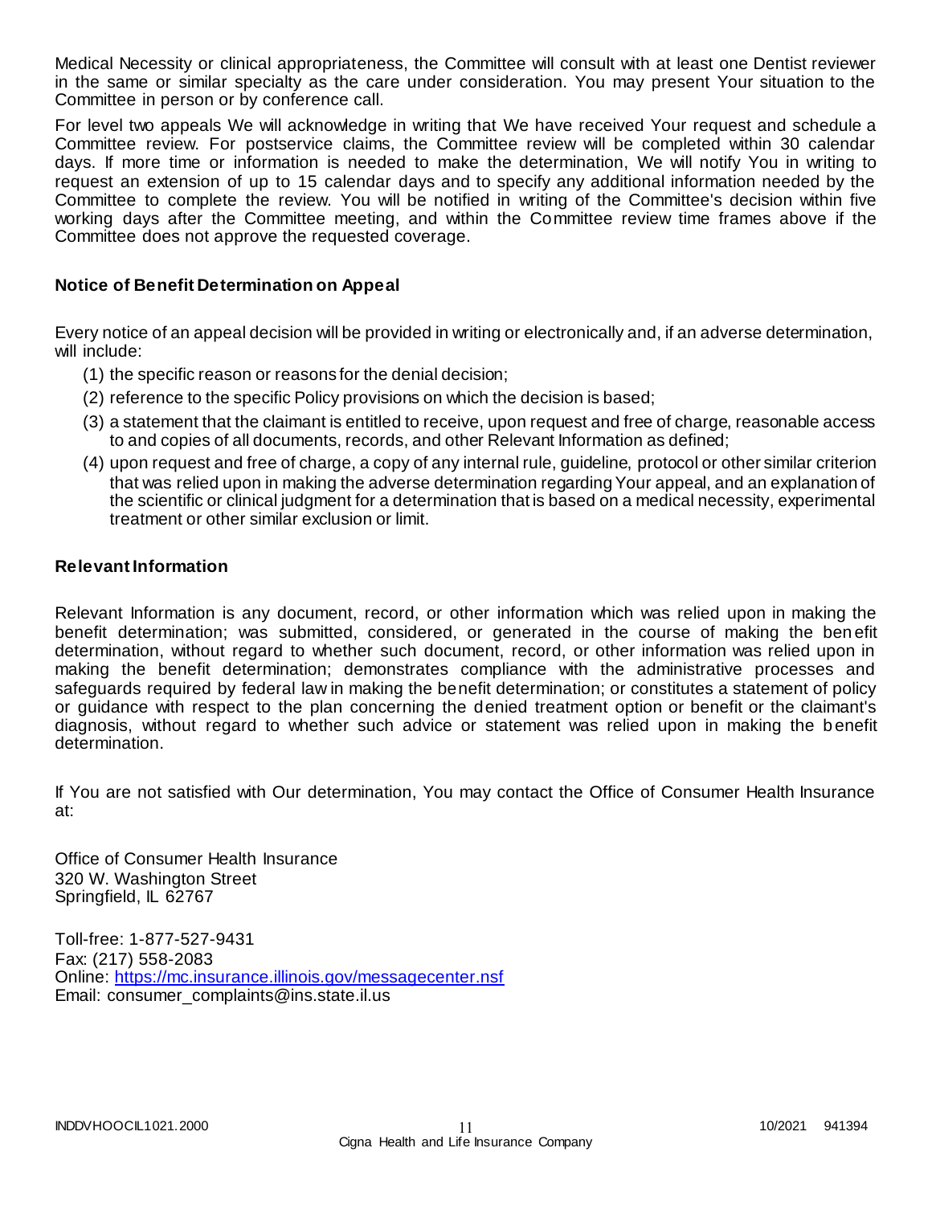Medical Necessity or clinical appropriateness, the Committee will consult with at least one Dentist reviewer in the same or similar specialty as the care under consideration. You may present Your situation to the Committee in person or by conference call.

For level two appeals We will acknowledge in writing that We have received Your request and schedule a Committee review. For postservice claims, the Committee review will be completed within 30 calendar days. If more time or information is needed to make the determination, We will notify You in writing to request an extension of up to 15 calendar days and to specify any additional information needed by the Committee to complete the review. You will be notified in writing of the Committee's decision within five working days after the Committee meeting, and within the Committee review time frames above if the Committee does not approve the requested coverage.

### Notice of Benefit Determination on Appeal

Every notice of an appeal decision will be provided in writing or electronically and, if an adverse determination, will include:

(1) the specific reason or reasons for the denial decision;

(2) reference to the specific Policy provisions on which the decision is based;

(3) a statement that the claimant is entitled to receive, upon request and free of charge, reasonable access to and copies of all documents, records, and other Relevant Information as defined;

(4) upon request and free of charge, a copy of any internal rule, guideline, protocol or other similar criterion that was relied upon in making the adverse determination regarding Your appeal, and an explanation of the scientific or clinical judgment for a determination that is based on a medical necessity, experimental treatment or other similar exclusion or limit.

### Relevant Information

Relevant Information is any document, record, or other information which was relied upon in making the benefit determination; was submitted, considered, or generated in the course of making the benefit determination, without regard to whether such document, record, or other information was relied upon in making the benefit determination; demonstrates compliance with the administrative processes and safeguards required by federal law in making the benefit determination; or constitutes a statement of policy or guidance with respect to the plan concerning the denied treatment option or benefit or the claimant's diagnosis, without regard to whether such advice or statement was relied upon in making the benefit determination.

If You are not satisfied with Our determination, You may contact the Office of Consumer Health Insurance at:

Office of Consumer Health Insurance
320 W. Washington Street
Springfield, IL 62767

Toll-free: 1-877-527-9431
Fax: (217) 558-2083
Online: https://mc.insurance.illinois.gov/messagecenter.nsf
Email: consumer_complaints@ins.state.il.us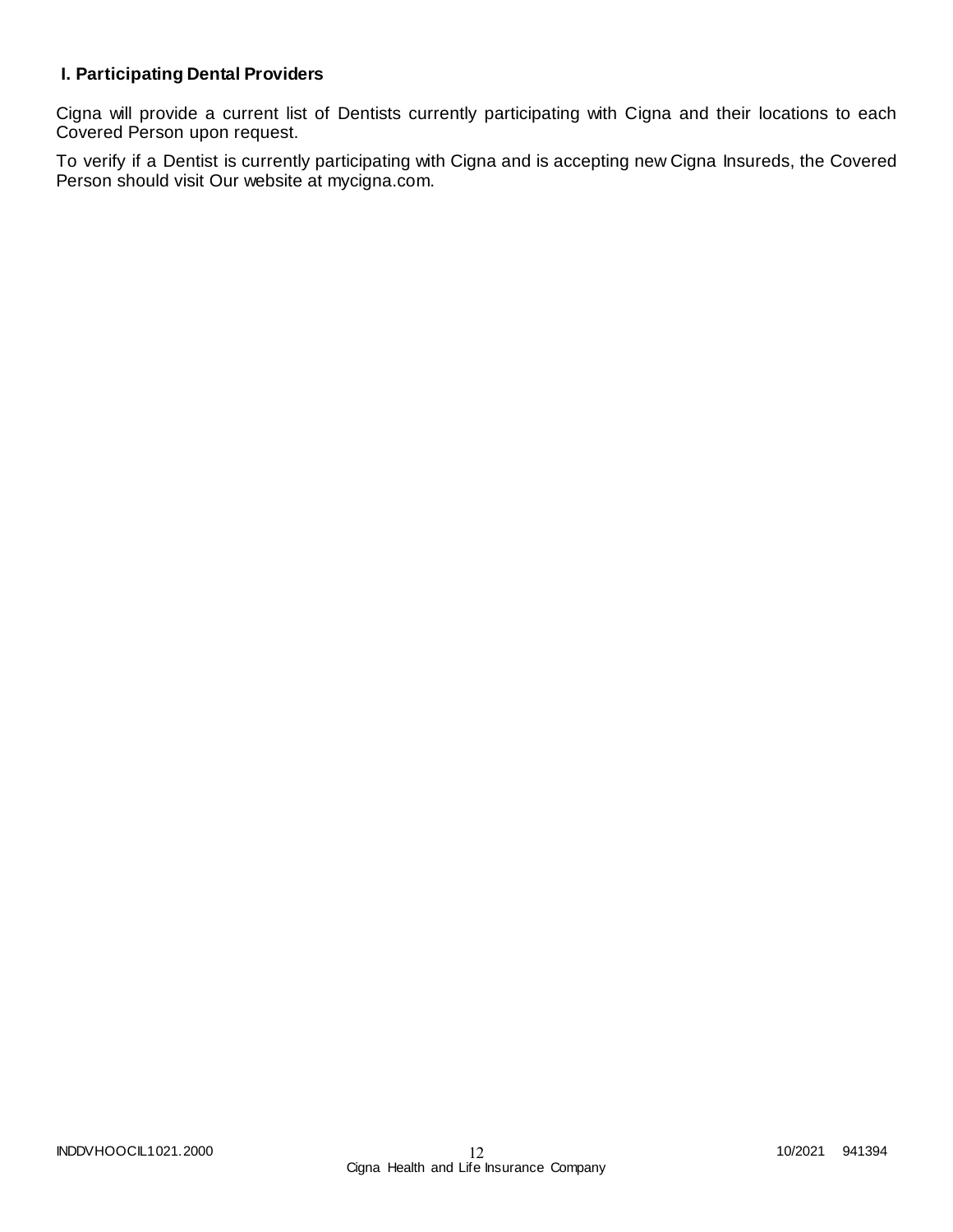### I. Participating Dental Providers

Cigna will provide a current list of Dentists currently participating with Cigna and their locations to each Covered Person upon request.

To verify if a Dentist is currently participating with Cigna and is accepting new Cigna Insureds, the Covered Person should visit Our website at mycigna.com.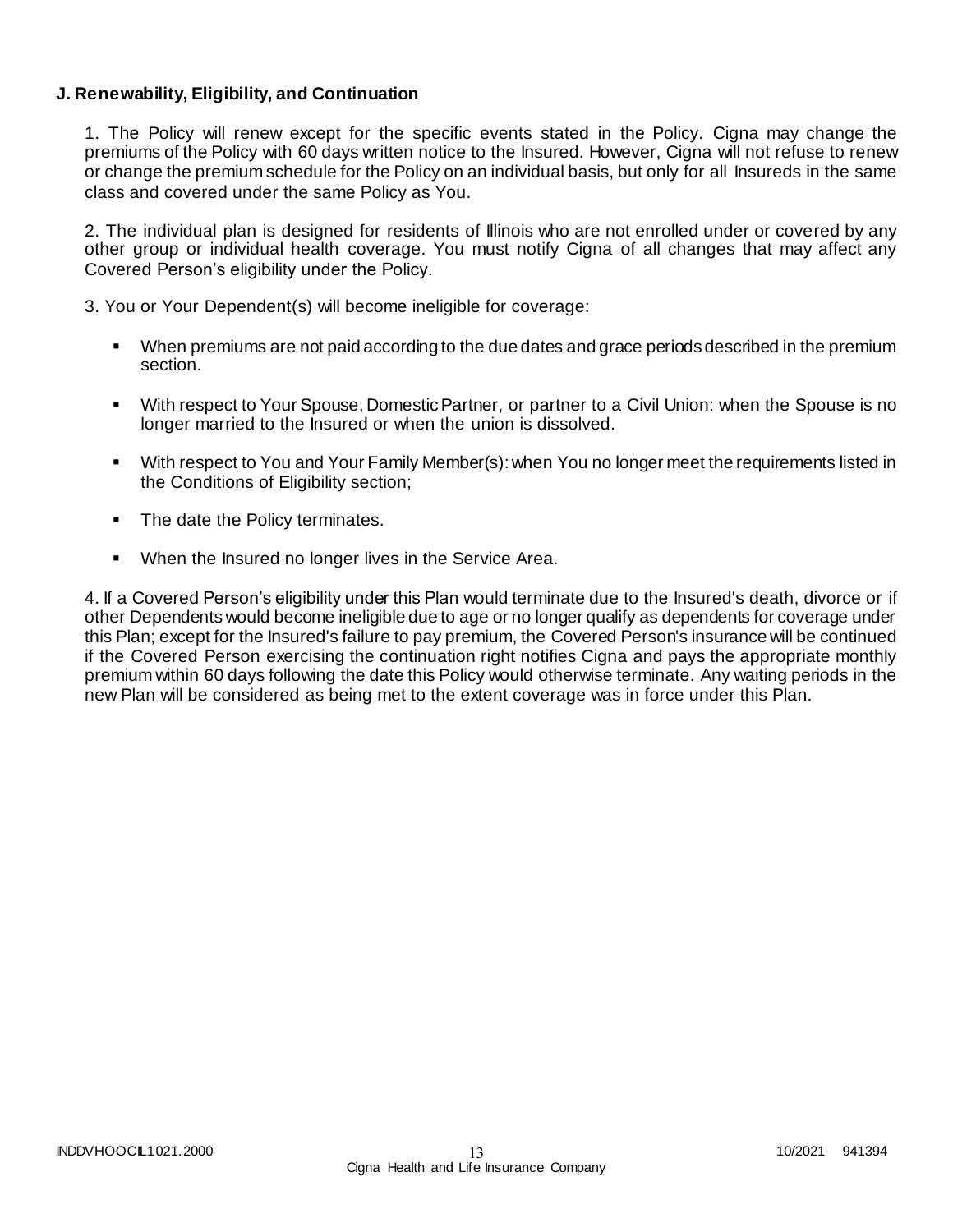**J. Renewability, Eligibility, and Continuation**

1. The Policy will renew except for the specific events stated in the Policy. Cigna may change the premiums of the Policy with 60 days written notice to the Insured. However, Cigna will not refuse to renew or change the premium schedule for the Policy on an individual basis, but only for all Insureds in the same class and covered under the same Policy as You.

2. The individual plan is designed for residents of Illinois who are not enrolled under or covered by any other group or individual health coverage. You must notify Cigna of all changes that may affect any Covered Person's eligibility under the Policy.

3. You or Your Dependent(s) will become ineligible for coverage:

- When premiums are not paid according to the due dates and grace periods described in the premium section.
- With respect to Your Spouse, Domestic Partner, or partner to a Civil Union: when the Spouse is no longer married to the Insured or when the union is dissolved.
- With respect to You and Your Family Member(s): when You no longer meet the requirements listed in the Conditions of Eligibility section;
- The date the Policy terminates.
- When the Insured no longer lives in the Service Area.

4. If a Covered Person's eligibility under this Plan would terminate due to the Insured's death, divorce or if other Dependents would become ineligible due to age or no longer qualify as dependents for coverage under this Plan; except for the Insured's failure to pay premium, the Covered Person's insurance will be continued if the Covered Person exercising the continuation right notifies Cigna and pays the appropriate monthly premium within 60 days following the date this Policy would otherwise terminate. Any waiting periods in the new Plan will be considered as being met to the extent coverage was in force under this Plan.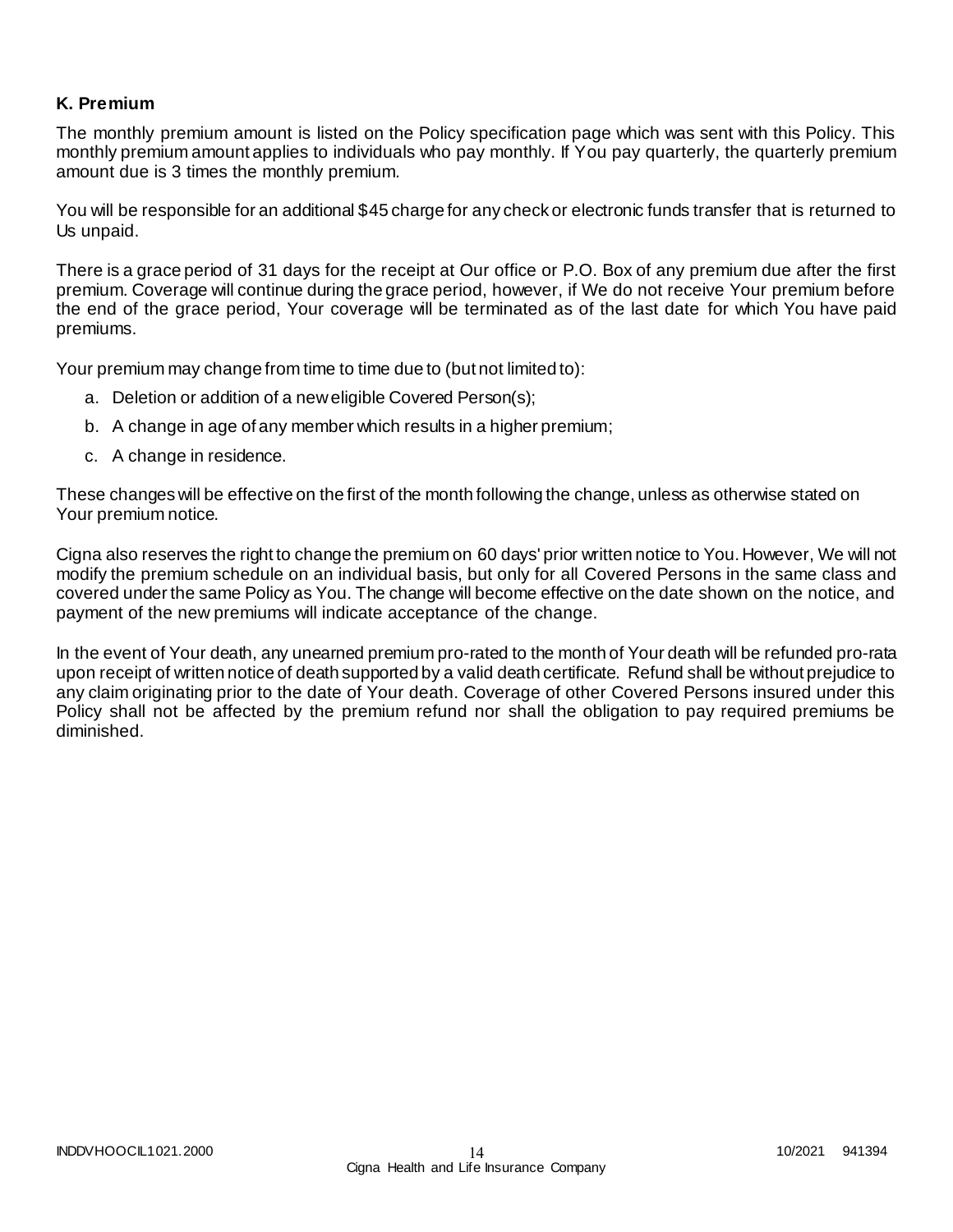### K. Premium

The monthly premium amount is listed on the Policy specification page which was sent with this Policy. This monthly premium amount applies to individuals who pay monthly. If You pay quarterly, the quarterly premium amount due is 3 times the monthly premium.

You will be responsible for an additional $45 charge for any check or electronic funds transfer that is returned to Us unpaid.

There is a grace period of 31 days for the receipt at Our office or P.O. Box of any premium due after the first premium. Coverage will continue during the grace period, however, if We do not receive Your premium before the end of the grace period, Your coverage will be terminated as of the last date for which You have paid premiums.

Your premium may change from time to time due to (but not limited to):

a. Deletion or addition of a new eligible Covered Person(s);
b. A change in age of any member which results in a higher premium;
c. A change in residence.

These changes will be effective on the first of the month following the change, unless as otherwise stated on Your premium notice.

Cigna also reserves the right to change the premium on 60 days' prior written notice to You. However, We will not modify the premium schedule on an individual basis, but only for all Covered Persons in the same class and covered under the same Policy as You. The change will become effective on the date shown on the notice, and payment of the new premiums will indicate acceptance of the change.

In the event of Your death, any unearned premium pro-rated to the month of Your death will be refunded pro-rata upon receipt of written notice of death supported by a valid death certificate. Refund shall be without prejudice to any claim originating prior to the date of Your death. Coverage of other Covered Persons insured under this Policy shall not be affected by the premium refund nor shall the obligation to pay required premiums be diminished.